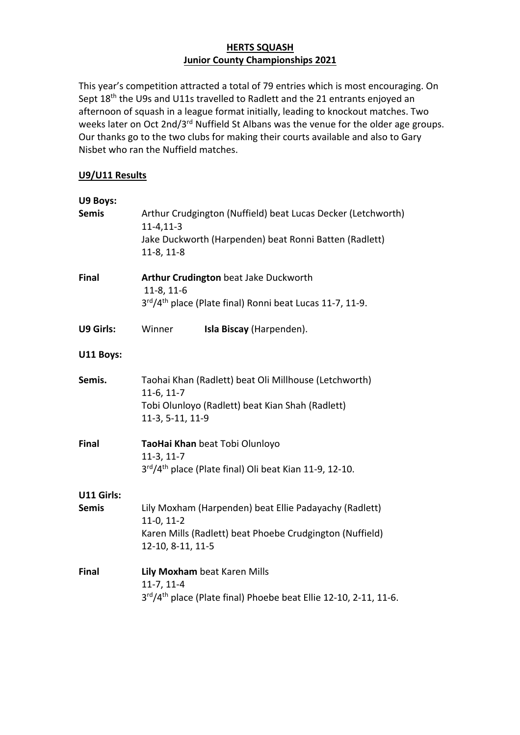# HERTS SQUASH

## Junior County Championships 2021

This year's competition attracted a total of 79 entries which is most encouraging. On Sept 18th the U9s and U11s travelled to Radlett and the 21 entrants enjoyed an afternoon of squash in a league format initially, leading to knockout matches. Two weeks later on Oct 2nd/3rd Nuffield St Albans was the venue for the older age groups. Our thanks go to the two clubs for making their courts available and also to Gary Nisbet who ran the Nuffield matches.

### U9/U11 Results

**U9 Boys:**

**Semis**
Arthur Crudgington (Nuffield) beat Lucas Decker (Letchworth)
11-4,11-3
Jake Duckworth (Harpenden) beat Ronni Batten (Radlett)
11-8, 11-8

**Final**
**Arthur Crudington** beat Jake Duckworth
11-8, 11-6
3rd/4th place (Plate final) Ronni beat Lucas 11-7, 11-9.

**U9 Girls:** Winner **Isla Biscay** (Harpenden).

**U11 Boys:**

**Semis.**
Taohai Khan (Radlett) beat Oli Millhouse (Letchworth)
11-6, 11-7
Tobi Olunloyo (Radlett) beat Kian Shah (Radlett)
11-3, 5-11, 11-9

**Final**
**TaoHai Khan** beat Tobi Olunloyo
11-3, 11-7
3rd/4th place (Plate final) Oli beat Kian 11-9, 12-10.

**U11 Girls:**

**Semis**
Lily Moxham (Harpenden) beat Ellie Padayachy (Radlett)
11-0, 11-2
Karen Mills (Radlett) beat Phoebe Crudgington (Nuffield)
12-10, 8-11, 11-5

**Final**
**Lily Moxham** beat Karen Mills
11-7, 11-4
3rd/4th place (Plate final) Phoebe beat Ellie 12-10, 2-11, 11-6.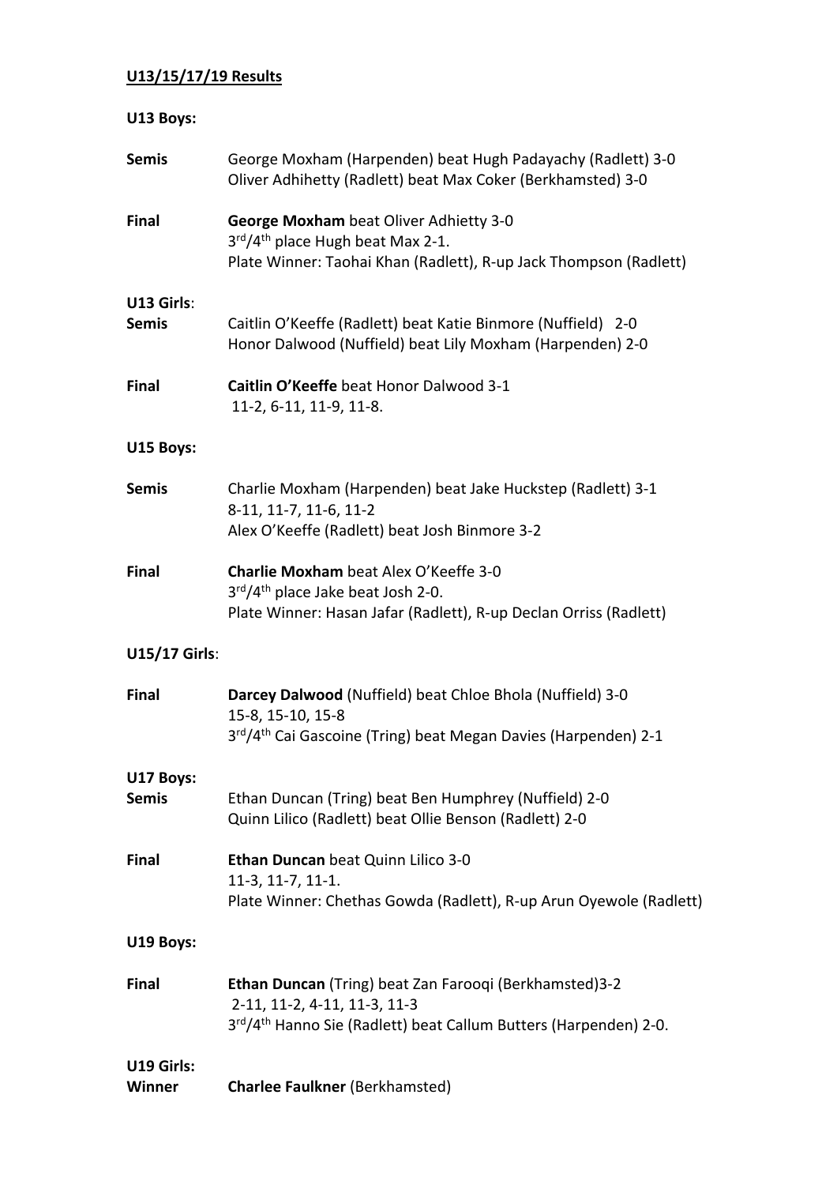**U13/15/17/19 Results**

**U13 Boys:**

**Semis** George Moxham (Harpenden) beat Hugh Padayachy (Radlett) 3-0
Oliver Adhihetty (Radlett) beat Max Coker (Berkhamsted) 3-0

**Final** **George Moxham** beat Oliver Adhietty 3-0
3rd/4th place Hugh beat Max 2-1.
Plate Winner: Taohai Khan (Radlett), R-up Jack Thompson (Radlett)

**U13 Girls**:

**Semis** Caitlin O'Keeffe (Radlett) beat Katie Binmore (Nuffield) 2-0
Honor Dalwood (Nuffield) beat Lily Moxham (Harpenden) 2-0

**Final** **Caitlin O'Keeffe** beat Honor Dalwood 3-1
11-2, 6-11, 11-9, 11-8.

**U15 Boys:**

**Semis** Charlie Moxham (Harpenden) beat Jake Huckstep (Radlett) 3-1
8-11, 11-7, 11-6, 11-2
Alex O'Keeffe (Radlett) beat Josh Binmore 3-2

**Final** **Charlie Moxham** beat Alex O'Keeffe 3-0
3rd/4th place Jake beat Josh 2-0.
Plate Winner: Hasan Jafar (Radlett), R-up Declan Orriss (Radlett)

**U15/17 Girls**:

**Final** **Darcey Dalwood** (Nuffield) beat Chloe Bhola (Nuffield) 3-0
15-8, 15-10, 15-8
3rd/4th Cai Gascoine (Tring) beat Megan Davies (Harpenden) 2-1

**U17 Boys:**

**Semis** Ethan Duncan (Tring) beat Ben Humphrey (Nuffield) 2-0
Quinn Lilico (Radlett) beat Ollie Benson (Radlett) 2-0

**Final** **Ethan Duncan** beat Quinn Lilico 3-0
11-3, 11-7, 11-1.
Plate Winner: Chethas Gowda (Radlett), R-up Arun Oyewole (Radlett)

**U19 Boys:**

**Final** **Ethan Duncan** (Tring) beat Zan Farooqi (Berkhamsted)3-2
2-11, 11-2, 4-11, 11-3, 11-3
3rd/4th Hanno Sie (Radlett) beat Callum Butters (Harpenden) 2-0.

**U19 Girls:**

**Winner** **Charlee Faulkner** (Berkhamsted)